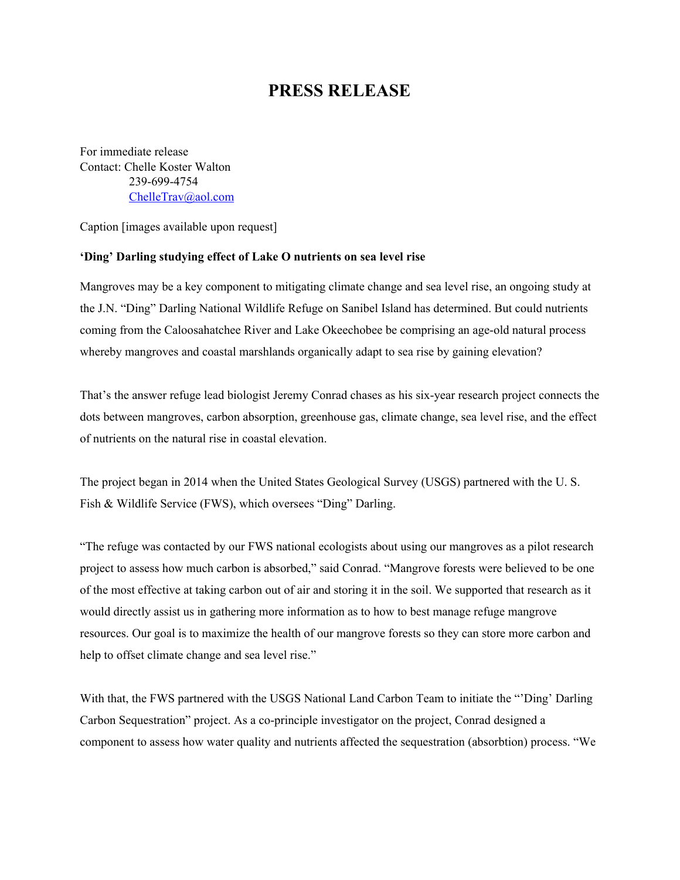# PRESS RELEASE

For immediate release
Contact: Chelle Koster Walton
239-699-4754
ChelleTrav@aol.com

Caption [images available upon request]

**'Ding' Darling studying effect of Lake O nutrients on sea level rise**

Mangroves may be a key component to mitigating climate change and sea level rise, an ongoing study at the J.N. "Ding" Darling National Wildlife Refuge on Sanibel Island has determined. But could nutrients coming from the Caloosahatchee River and Lake Okeechobee be comprising an age-old natural process whereby mangroves and coastal marshlands organically adapt to sea rise by gaining elevation?

That's the answer refuge lead biologist Jeremy Conrad chases as his six-year research project connects the dots between mangroves, carbon absorption, greenhouse gas, climate change, sea level rise, and the effect of nutrients on the natural rise in coastal elevation.

The project began in 2014 when the United States Geological Survey (USGS) partnered with the U. S. Fish & Wildlife Service (FWS), which oversees "Ding" Darling.

"The refuge was contacted by our FWS national ecologists about using our mangroves as a pilot research project to assess how much carbon is absorbed," said Conrad. "Mangrove forests were believed to be one of the most effective at taking carbon out of air and storing it in the soil. We supported that research as it would directly assist us in gathering more information as to how to best manage refuge mangrove resources. Our goal is to maximize the health of our mangrove forests so they can store more carbon and help to offset climate change and sea level rise."

With that, the FWS partnered with the USGS National Land Carbon Team to initiate the "'Ding' Darling Carbon Sequestration" project. As a co-principle investigator on the project, Conrad designed a component to assess how water quality and nutrients affected the sequestration (absorbtion) process. "We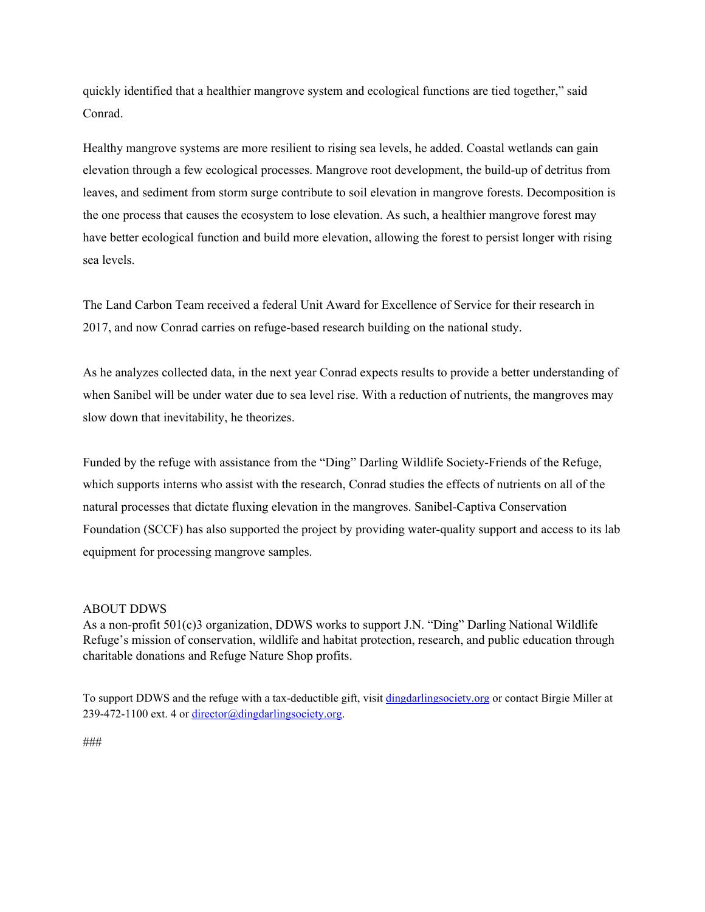quickly identified that a healthier mangrove system and ecological functions are tied together," said Conrad.

Healthy mangrove systems are more resilient to rising sea levels, he added. Coastal wetlands can gain elevation through a few ecological processes. Mangrove root development, the build-up of detritus from leaves, and sediment from storm surge contribute to soil elevation in mangrove forests. Decomposition is the one process that causes the ecosystem to lose elevation. As such, a healthier mangrove forest may have better ecological function and build more elevation, allowing the forest to persist longer with rising sea levels.

The Land Carbon Team received a federal Unit Award for Excellence of Service for their research in 2017, and now Conrad carries on refuge-based research building on the national study.

As he analyzes collected data, in the next year Conrad expects results to provide a better understanding of when Sanibel will be under water due to sea level rise. With a reduction of nutrients, the mangroves may slow down that inevitability, he theorizes.

Funded by the refuge with assistance from the "Ding" Darling Wildlife Society-Friends of the Refuge, which supports interns who assist with the research, Conrad studies the effects of nutrients on all of the natural processes that dictate fluxing elevation in the mangroves. Sanibel-Captiva Conservation Foundation (SCCF) has also supported the project by providing water-quality support and access to its lab equipment for processing mangrove samples.

ABOUT DDWS

As a non-profit 501(c)3 organization, DDWS works to support J.N. "Ding" Darling National Wildlife Refuge's mission of conservation, wildlife and habitat protection, research, and public education through charitable donations and Refuge Nature Shop profits.

To support DDWS and the refuge with a tax-deductible gift, visit [dingdarlingsociety.org](http://dingdarlingsociety.org) or contact Birgie Miller at 239-472-1100 ext. 4 or [director@dingdarlingsociety.org](mailto:director@dingdarlingsociety.org).

###